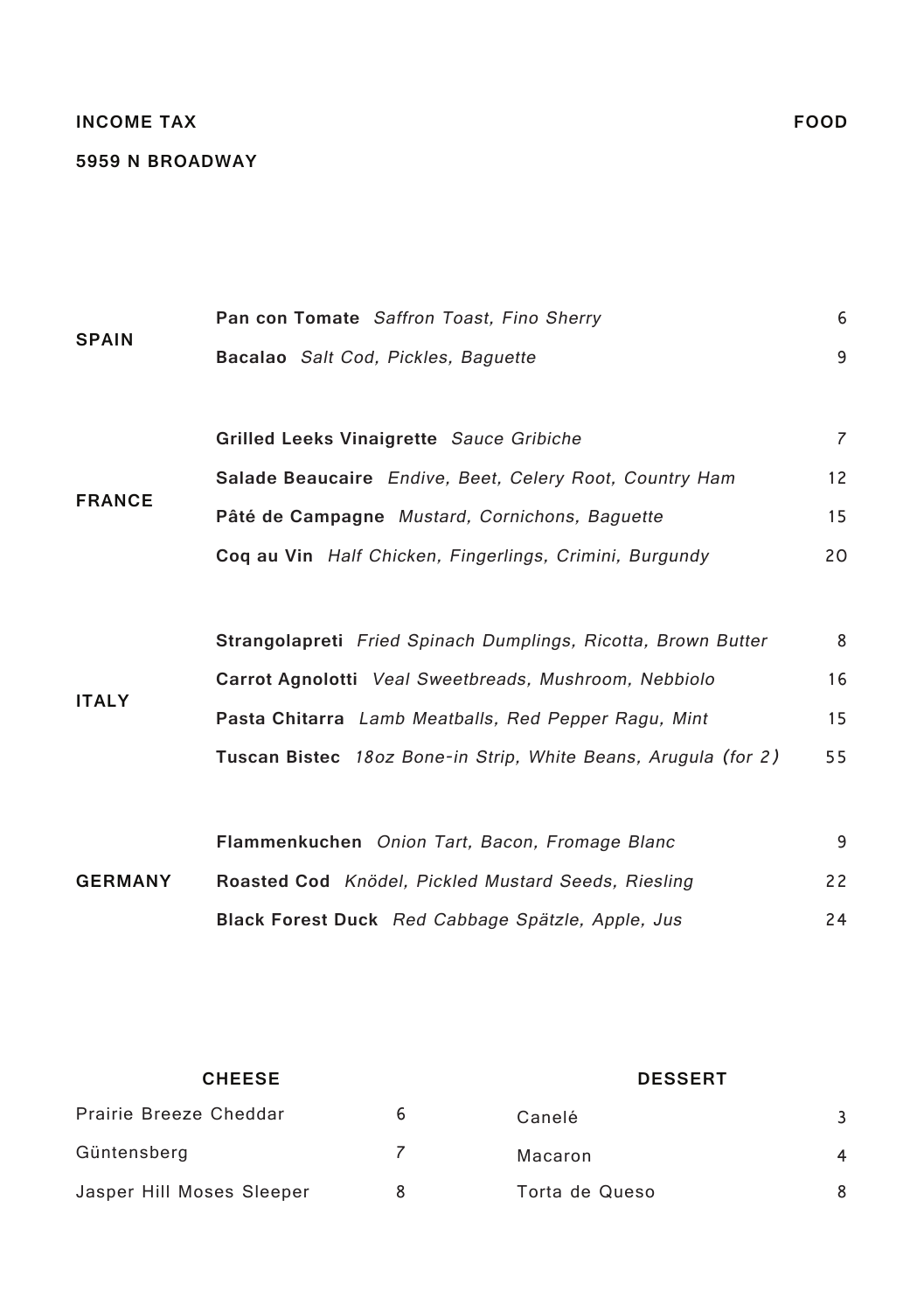**INCOME TAX** **FOOD**

**5959 N BROADWAY**

## SPAIN

| | | |
|---|---|---|
| **Pan con Tomate** *Saffron Toast, Fino Sherry* | | 6 |
| **Bacalao** *Salt Cod, Pickles, Baguette* | | 9 |

## FRANCE

| | | |
|---|---|---|
| **Grilled Leeks Vinaigrette** *Sauce Gribiche* | | 7 |
| **Salade Beaucaire** *Endive, Beet, Celery Root, Country Ham* | | 12 |
| **Pâté de Campagne** *Mustard, Cornichons, Baguette* | | 15 |
| **Coq au Vin** *Half Chicken, Fingerlings, Crimini, Burgundy* | | 20 |

## ITALY

| | | |
|---|---|---|
| **Strangolapreti** *Fried Spinach Dumplings, Ricotta, Brown Butter* | | 8 |
| **Carrot Agnolotti** *Veal Sweetbreads, Mushroom, Nebbiolo* | | 16 |
| **Pasta Chitarra** *Lamb Meatballs, Red Pepper Ragu, Mint* | | 15 |
| **Tuscan Bistec** *18oz Bone-in Strip, White Beans, Arugula (for 2)* | | 55 |

## GERMANY

| | | |
|---|---|---|
| **Flammenkuchen** *Onion Tart, Bacon, Fromage Blanc* | | 9 |
| **Roasted Cod** *Knödel, Pickled Mustard Seeds, Riesling* | | 22 |
| **Black Forest Duck** *Red Cabbage Spätzle, Apple, Jus* | | 24 |

## CHEESE

| | |
|---|---|
| Prairie Breeze Cheddar | 6 |
| Güntensberg | 7 |
| Jasper Hill Moses Sleeper | 8 |

## DESSERT

| | |
|---|---|
| Canelé | 3 |
| Macaron | 4 |
| Torta de Queso | 8 |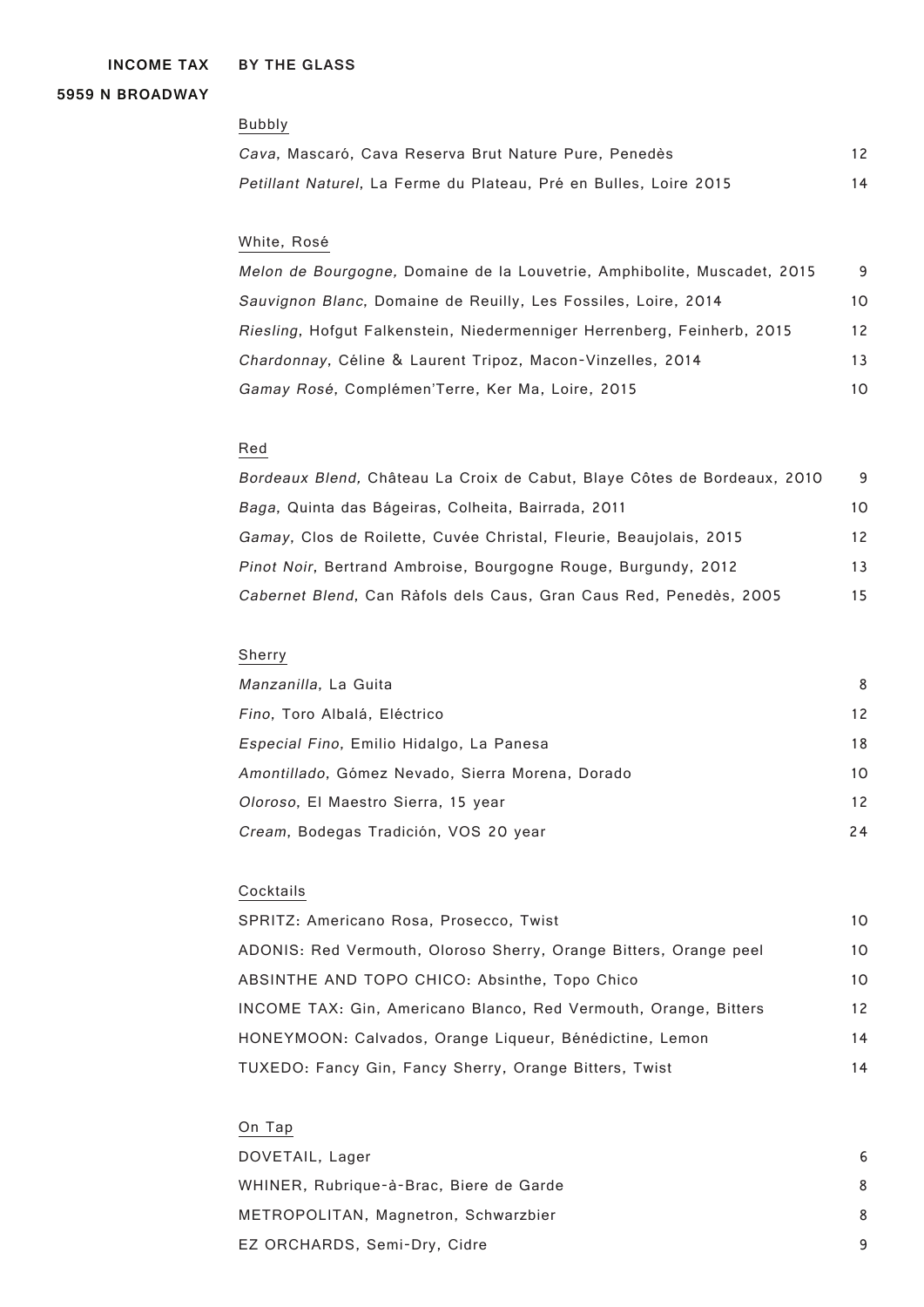**INCOME TAX**
**5959 N BROADWAY**

## BY THE GLASS

### Bubbly

| | |
|---|---|
| *Cava*, Mascaró, Cava Reserva Brut Nature Pure, Penedès | 12 |
| *Petillant Naturel*, La Ferme du Plateau, Pré en Bulles, Loire 2015 | 14 |

### White, Rosé

| | |
|---|---|
| *Melon de Bourgogne,* Domaine de la Louvetrie, Amphibolite, Muscadet, 2015 | 9 |
| *Sauvignon Blanc*, Domaine de Reuilly, Les Fossiles, Loire, 2014 | 10 |
| *Riesling*, Hofgut Falkenstein, Niedermenniger Herrenberg, Feinherb, 2015 | 12 |
| *Chardonnay*, Céline & Laurent Tripoz, Macon-Vinzelles, 2014 | 13 |
| *Gamay Rosé*, Complémen'Terre, Ker Ma, Loire, 2015 | 10 |

### Red

| | |
|---|---|
| *Bordeaux Blend,* Château La Croix de Cabut, Blaye Côtes de Bordeaux, 2010 | 9 |
| *Baga*, Quinta das Bágeiras, Colheita, Bairrada, 2011 | 10 |
| *Gamay*, Clos de Roilette, Cuvée Christal, Fleurie, Beaujolais, 2015 | 12 |
| *Pinot Noir*, Bertrand Ambroise, Bourgogne Rouge, Burgundy, 2012 | 13 |
| *Cabernet Blend*, Can Ràfols dels Caus, Gran Caus Red, Penedès, 2005 | 15 |

### Sherry

| | |
|---|---|
| *Manzanilla*, La Guita | 8 |
| *Fino*, Toro Albalá, Eléctrico | 12 |
| *Especial Fino*, Emilio Hidalgo, La Panesa | 18 |
| *Amontillado*, Gómez Nevado, Sierra Morena, Dorado | 10 |
| *Oloroso*, El Maestro Sierra, 15 year | 12 |
| *Cream*, Bodegas Tradición, VOS 20 year | 24 |

### Cocktails

| | |
|---|---|
| SPRITZ: Americano Rosa, Prosecco, Twist | 10 |
| ADONIS: Red Vermouth, Oloroso Sherry, Orange Bitters, Orange peel | 10 |
| ABSINTHE AND TOPO CHICO: Absinthe, Topo Chico | 10 |
| INCOME TAX: Gin, Americano Blanco, Red Vermouth, Orange, Bitters | 12 |
| HONEYMOON: Calvados, Orange Liqueur, Bénédictine, Lemon | 14 |
| TUXEDO: Fancy Gin, Fancy Sherry, Orange Bitters, Twist | 14 |

### On Tap

| | |
|---|---|
| DOVETAIL, Lager | 6 |
| WHINER, Rubrique-à-Brac, Biere de Garde | 8 |
| METROPOLITAN, Magnetron, Schwarzbier | 8 |
| EZ ORCHARDS, Semi-Dry, Cidre | 9 |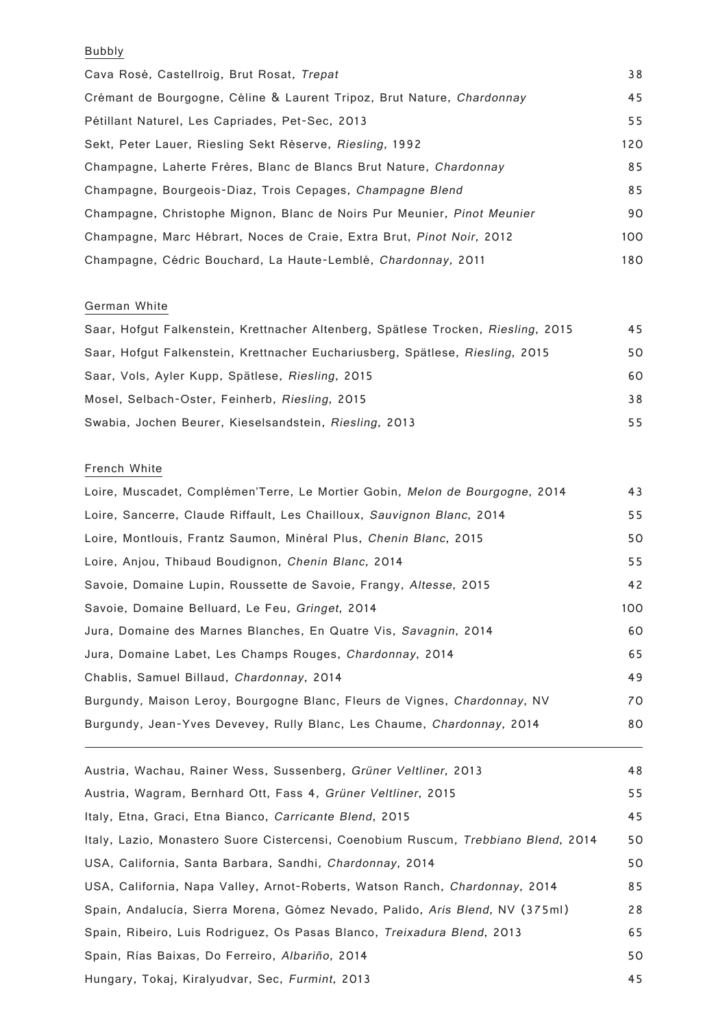## Bubbly

| | |
|---|---|
| Cava Rosé, Castellroig, Brut Rosat, *Trepat* | 38 |
| Crémant de Bourgogne, Céline & Laurent Tripoz, Brut Nature, *Chardonnay* | 45 |
| Pétillant Naturel, Les Capriades, Pet-Sec, 2013 | 55 |
| Sekt, Peter Lauer, Riesling Sekt Réserve, *Riesling,* 1992 | 120 |
| Champagne, Laherte Frères, Blanc de Blancs Brut Nature, *Chardonnay* | 85 |
| Champagne, Bourgeois-Diaz, Trois Cepages, *Champagne Blend* | 85 |
| Champagne, Christophe Mignon, Blanc de Noirs Pur Meunier, *Pinot Meunier* | 90 |
| Champagne, Marc Hébrart, Noces de Craie, Extra Brut, *Pinot Noir,* 2012 | 100 |
| Champagne, Cédric Bouchard, La Haute-Lemblé, *Chardonnay,* 2011 | 180 |

## German White

| | |
|---|---|
| Saar, Hofgut Falkenstein, Krettnacher Altenberg, Spätlese Trocken, *Riesling*, 2015 | 45 |
| Saar, Hofgut Falkenstein, Krettnacher Euchariusberg, Spätlese, *Riesling*, 2015 | 50 |
| Saar, Vols, Ayler Kupp, Spätlese, *Riesling*, 2015 | 60 |
| Mosel, Selbach-Oster, Feinherb, *Riesling*, 2015 | 38 |
| Swabia, Jochen Beurer, Kieselsandstein, *Riesling*, 2013 | 55 |

## French White

| | |
|---|---|
| Loire, Muscadet, Complémen'Terre, Le Mortier Gobin, *Melon de Bourgogne*, 2014 | 43 |
| Loire, Sancerre, Claude Riffault, Les Chailloux, *Sauvignon Blanc*, 2014 | 55 |
| Loire, Montlouis, Frantz Saumon, Minéral Plus, *Chenin Blanc*, 2015 | 50 |
| Loire, Anjou, Thibaud Boudignon, *Chenin Blanc,* 2014 | 55 |
| Savoie, Domaine Lupin, Roussette de Savoie, Frangy, *Altesse*, 2015 | 42 |
| Savoie, Domaine Belluard, Le Feu, *Gringet*, 2014 | 100 |
| Jura, Domaine des Marnes Blanches, En Quatre Vis, *Savagnin*, 2014 | 60 |
| Jura, Domaine Labet, Les Champs Rouges, *Chardonnay*, 2014 | 65 |
| Chablis, Samuel Billaud, *Chardonnay*, 2014 | 49 |
| Burgundy, Maison Leroy, Bourgogne Blanc, Fleurs de Vignes, *Chardonnay*, NV | 70 |
| Burgundy, Jean-Yves Devevey, Rully Blanc, Les Chaume, *Chardonnay*, 2014 | 80 |

---

| | |
|---|---|
| Austria, Wachau, Rainer Wess, Sussenberg, *Grüner Veltliner*, 2013 | 48 |
| Austria, Wagram, Bernhard Ott, Fass 4, *Grüner Veltliner*, 2015 | 55 |
| Italy, Etna, Graci, Etna Bianco, *Carricante Blend*, 2015 | 45 |
| Italy, Lazio, Monastero Suore Cistercensi, Coenobium Ruscum, *Trebbiano Blend*, 2014 | 50 |
| USA, California, Santa Barbara, Sandhi, *Chardonnay*, 2014 | 50 |
| USA, California, Napa Valley, Arnot-Roberts, Watson Ranch, *Chardonnay*, 2014 | 85 |
| Spain, Andalucía, Sierra Morena, Gómez Nevado, Palido, *Aris Blend,* NV (375ml) | 28 |
| Spain, Ribeiro, Luis Rodriguez, Os Pasas Blanco, *Treixadura Blend*, 2013 | 65 |
| Spain, Rías Baixas, Do Ferreiro, *Albariño*, 2014 | 50 |
| Hungary, Tokaj, Kiralyudvar, Sec, *Furmint*, 2013 | 45 |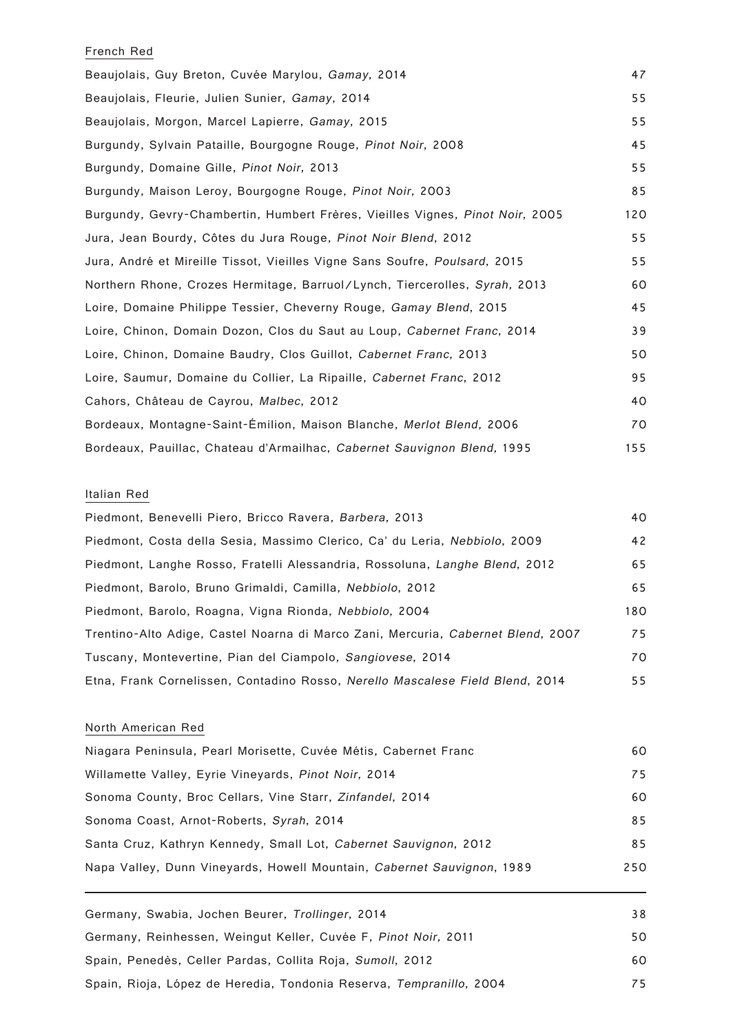## French Red

| Wine | Price |
|---|---|
| Beaujolais, Guy Breton, Cuvée Marylou, *Gamay*, 2014 | 47 |
| Beaujolais, Fleurie, Julien Sunier, *Gamay*, 2014 | 55 |
| Beaujolais, Morgon, Marcel Lapierre, *Gamay*, 2015 | 55 |
| Burgundy, Sylvain Pataille, Bourgogne Rouge, *Pinot Noir*, 2008 | 45 |
| Burgundy, Domaine Gille, *Pinot Noir*, 2013 | 55 |
| Burgundy, Maison Leroy, Bourgogne Rouge, *Pinot Noir*, 2003 | 85 |
| Burgundy, Gevry-Chambertin, Humbert Frères, Vieilles Vignes, *Pinot Noir*, 2005 | 120 |
| Jura, Jean Bourdy, Côtes du Jura Rouge, *Pinot Noir Blend*, 2012 | 55 |
| Jura, André et Mireille Tissot, Vieilles Vigne Sans Soufre, *Poulsard*, 2015 | 55 |
| Northern Rhone, Crozes Hermitage, Barruol/Lynch, Tiercerolles, *Syrah,* 2013 | 60 |
| Loire, Domaine Philippe Tessier, Cheverny Rouge, *Gamay Blend*, 2015 | 45 |
| Loire, Chinon, Domain Dozon, Clos du Saut au Loup, *Cabernet Franc*, 2014 | 39 |
| Loire, Chinon, Domaine Baudry, Clos Guillot, *Cabernet Franc*, 2013 | 50 |
| Loire, Saumur, Domaine du Collier, La Ripaille, *Cabernet Franc*, 2012 | 95 |
| Cahors, Château de Cayrou, *Malbec*, 2012 | 40 |
| Bordeaux, Montagne-Saint-Émilion, Maison Blanche, *Merlot Blend,* 2006 | 70 |
| Bordeaux, Pauillac, Chateau d'Armailhac, *Cabernet Sauvignon Blend,* 1995 | 155 |

## Italian Red

| Wine | Price |
|---|---|
| Piedmont, Benevelli Piero, Bricco Ravera, *Barbera*, 2013 | 40 |
| Piedmont, Costa della Sesia, Massimo Clerico, Ca' du Leria, *Nebbiolo*, 2009 | 42 |
| Piedmont, Langhe Rosso, Fratelli Alessandria, Rossoluna, *Langhe Blend*, 2012 | 65 |
| Piedmont, Barolo, Bruno Grimaldi, Camilla, *Nebbiolo*, 2012 | 65 |
| Piedmont, Barolo, Roagna, Vigna Rionda, *Nebbiolo*, 2004 | 180 |
| Trentino-Alto Adige, Castel Noarna di Marco Zani, Mercuria, *Cabernet Blend*, 2007 | 75 |
| Tuscany, Montevertine, Pian del Ciampolo, *Sangiovese*, 2014 | 70 |
| Etna, Frank Cornelissen, Contadino Rosso, *Nerello Mascalese Field Blend*, 2014 | 55 |

## North American Red

| Wine | Price |
|---|---|
| Niagara Peninsula, Pearl Morisette, Cuvée Mêtis, Cabernet Franc | 60 |
| Willamette Valley, Eyrie Vineyards, *Pinot Noir*, 2014 | 75 |
| Sonoma County, Broc Cellars, Vine Starr, *Zinfandel*, 2014 | 60 |
| Sonoma Coast, Arnot-Roberts, *Syrah*, 2014 | 85 |
| Santa Cruz, Kathryn Kennedy, Small Lot, *Cabernet Sauvignon*, 2012 | 85 |
| Napa Valley, Dunn Vineyards, Howell Mountain, *Cabernet Sauvignon*, 1989 | 250 |

---

| Wine | Price |
|---|---|
| Germany, Swabia, Jochen Beurer, *Trollinger*, 2014 | 38 |
| Germany, Reinhessen, Weingut Keller, Cuvée F, *Pinot Noir,* 2011 | 50 |
| Spain, Penedès, Celler Pardas, Collita Roja, *Sumoll*, 2012 | 60 |
| Spain, Rioja, López de Heredia, Tondonia Reserva, *Tempranillo*, 2004 | 75 |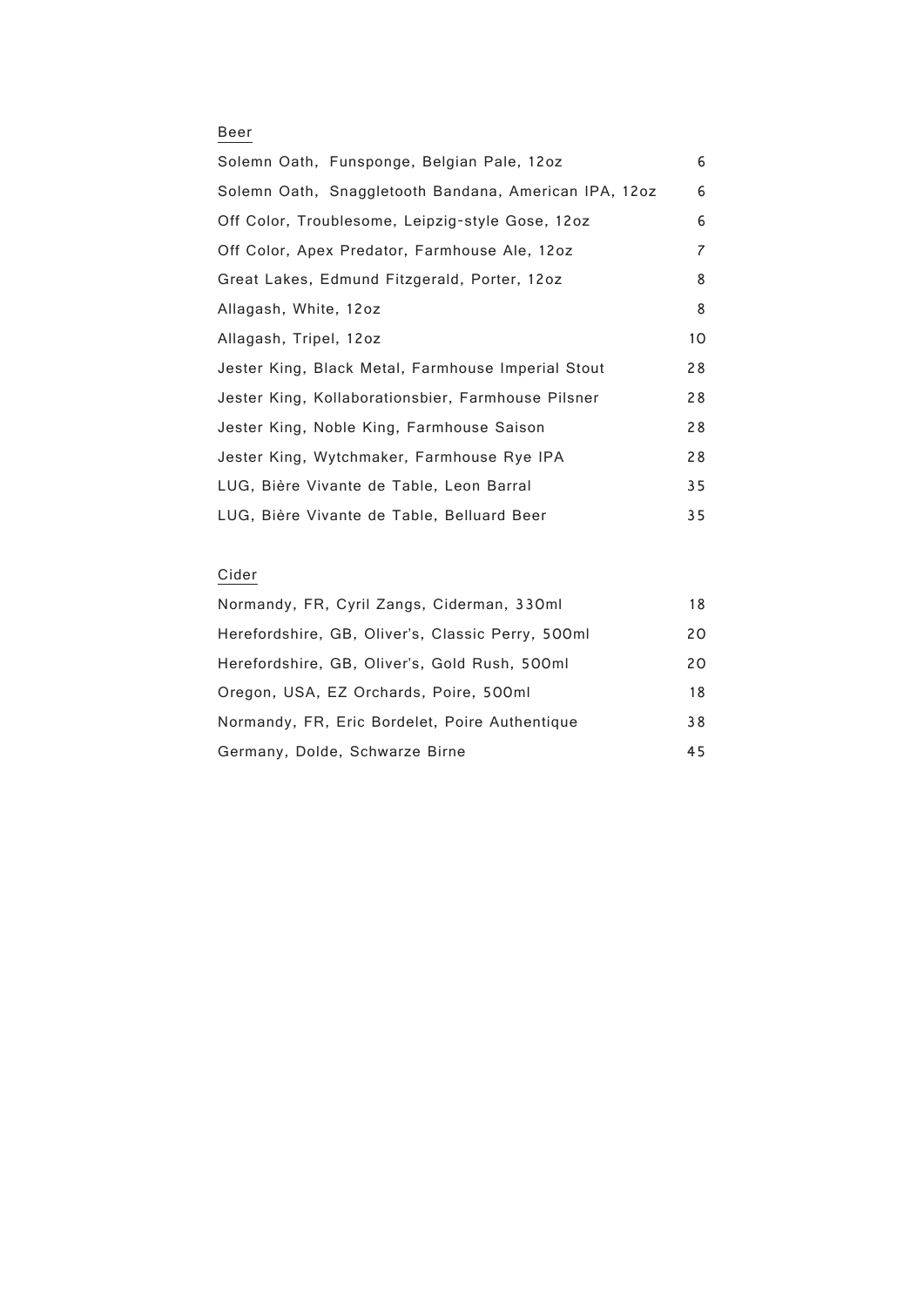## Beer

| | |
|---|---|
| Solemn Oath, Funsponge, Belgian Pale, 12oz | 6 |
| Solemn Oath, Snaggletooth Bandana, American IPA, 12oz | 6 |
| Off Color, Troublesome, Leipzig-style Gose, 12oz | 6 |
| Off Color, Apex Predator, Farmhouse Ale, 12oz | 7 |
| Great Lakes, Edmund Fitzgerald, Porter, 12oz | 8 |
| Allagash, White, 12oz | 8 |
| Allagash, Tripel, 12oz | 10 |
| Jester King, Black Metal, Farmhouse Imperial Stout | 28 |
| Jester King, Kollaborationsbier, Farmhouse Pilsner | 28 |
| Jester King, Noble King, Farmhouse Saison | 28 |
| Jester King, Wytchmaker, Farmhouse Rye IPA | 28 |
| LUG, Bière Vivante de Table, Leon Barral | 35 |
| LUG, Bière Vivante de Table, Belluard Beer | 35 |

## Cider

| | |
|---|---|
| Normandy, FR, Cyril Zangs, Ciderman, 330ml | 18 |
| Herefordshire, GB, Oliver's, Classic Perry, 500ml | 20 |
| Herefordshire, GB, Oliver's, Gold Rush, 500ml | 20 |
| Oregon, USA, EZ Orchards, Poire, 500ml | 18 |
| Normandy, FR, Eric Bordelet, Poire Authentique | 38 |
| Germany, Dolde, Schwarze Birne | 45 |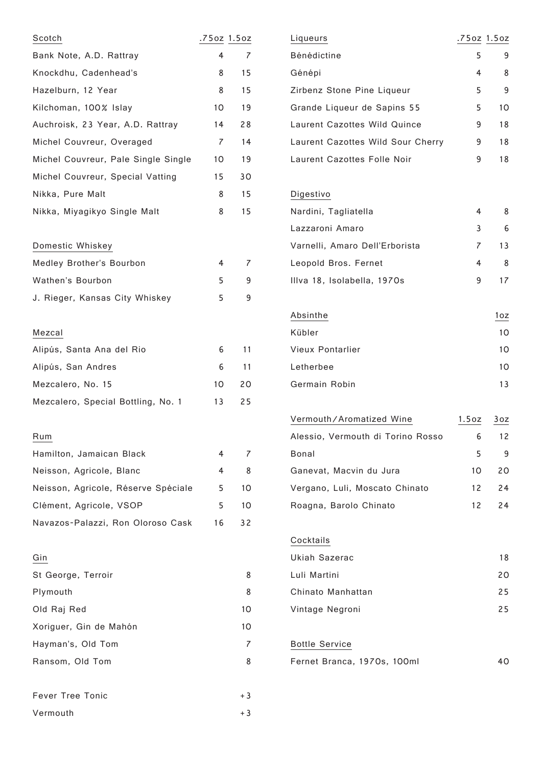| Scotch | .75oz | 1.5oz |
|---|---|---|
| Bank Note, A.D. Rattray | 4 | 7 |
| Knockdhu, Cadenhead's | 8 | 15 |
| Hazelburn, 12 Year | 8 | 15 |
| Kilchoman, 100% Islay | 10 | 19 |
| Auchroisk, 23 Year, A.D. Rattray | 14 | 28 |
| Michel Couvreur, Overaged | 7 | 14 |
| Michel Couvreur, Pale Single Single | 10 | 19 |
| Michel Couvreur, Special Vatting | 15 | 30 |
| Nikka, Pure Malt | 8 | 15 |
| Nikka, Miyagikyo Single Malt | 8 | 15 |

| Domestic Whiskey | | |
|---|---|---|
| Medley Brother's Bourbon | 4 | 7 |
| Wathen's Bourbon | 5 | 9 |
| J. Rieger, Kansas City Whiskey | 5 | 9 |

| Mezcal | | |
|---|---|---|
| Alipús, Santa Ana del Rio | 6 | 11 |
| Alipús, San Andres | 6 | 11 |
| Mezcalero, No. 15 | 10 | 20 |
| Mezcalero, Special Bottling, No. 1 | 13 | 25 |

| Rum | | |
|---|---|---|
| Hamilton, Jamaican Black | 4 | 7 |
| Neisson, Agricole, Blanc | 4 | 8 |
| Neisson, Agricole, Réserve Spéciale | 5 | 10 |
| Clément, Agricole, VSOP | 5 | 10 |
| Navazos-Palazzi, Ron Oloroso Cask | 16 | 32 |

| Gin | |
|---|---|
| St George, Terroir | 8 |
| Plymouth | 8 |
| Old Raj Red | 10 |
| Xoriguer, Gin de Mahón | 10 |
| Hayman's, Old Tom | 7 |
| Ransom, Old Tom | 8 |
| | |
| Fever Tree Tonic | +3 |
| Vermouth | +3 |

| Liqueurs | .75oz | 1.5oz |
|---|---|---|
| Bénédictine | 5 | 9 |
| Génépi | 4 | 8 |
| Zirbenz Stone Pine Liqueur | 5 | 9 |
| Grande Liqueur de Sapins 55 | 5 | 10 |
| Laurent Cazottes Wild Quince | 9 | 18 |
| Laurent Cazottes Wild Sour Cherry | 9 | 18 |
| Laurent Cazottes Folle Noir | 9 | 18 |

| Digestivo | | |
|---|---|---|
| Nardini, Tagliatella | 4 | 8 |
| Lazzaroni Amaro | 3 | 6 |
| Varnelli, Amaro Dell'Erborista | 7 | 13 |
| Leopold Bros. Fernet | 4 | 8 |
| Illva 18, Isolabella, 1970s | 9 | 17 |

| Absinthe | 1oz |
|---|---|
| Kübler | 10 |
| Vieux Pontarlier | 10 |
| Letherbee | 10 |
| Germain Robin | 13 |

| Vermouth/Aromatized Wine | 1.5oz | 3oz |
|---|---|---|
| Alessio, Vermouth di Torino Rosso | 6 | 12 |
| Bonal | 5 | 9 |
| Ganevat, Macvin du Jura | 10 | 20 |
| Vergano, Luli, Moscato Chinato | 12 | 24 |
| Roagna, Barolo Chinato | 12 | 24 |

| Cocktails | |
|---|---|
| Ukiah Sazerac | 18 |
| Luli Martini | 20 |
| Chinato Manhattan | 25 |
| Vintage Negroni | 25 |

| Bottle Service | |
|---|---|
| Fernet Branca, 1970s, 100ml | 40 |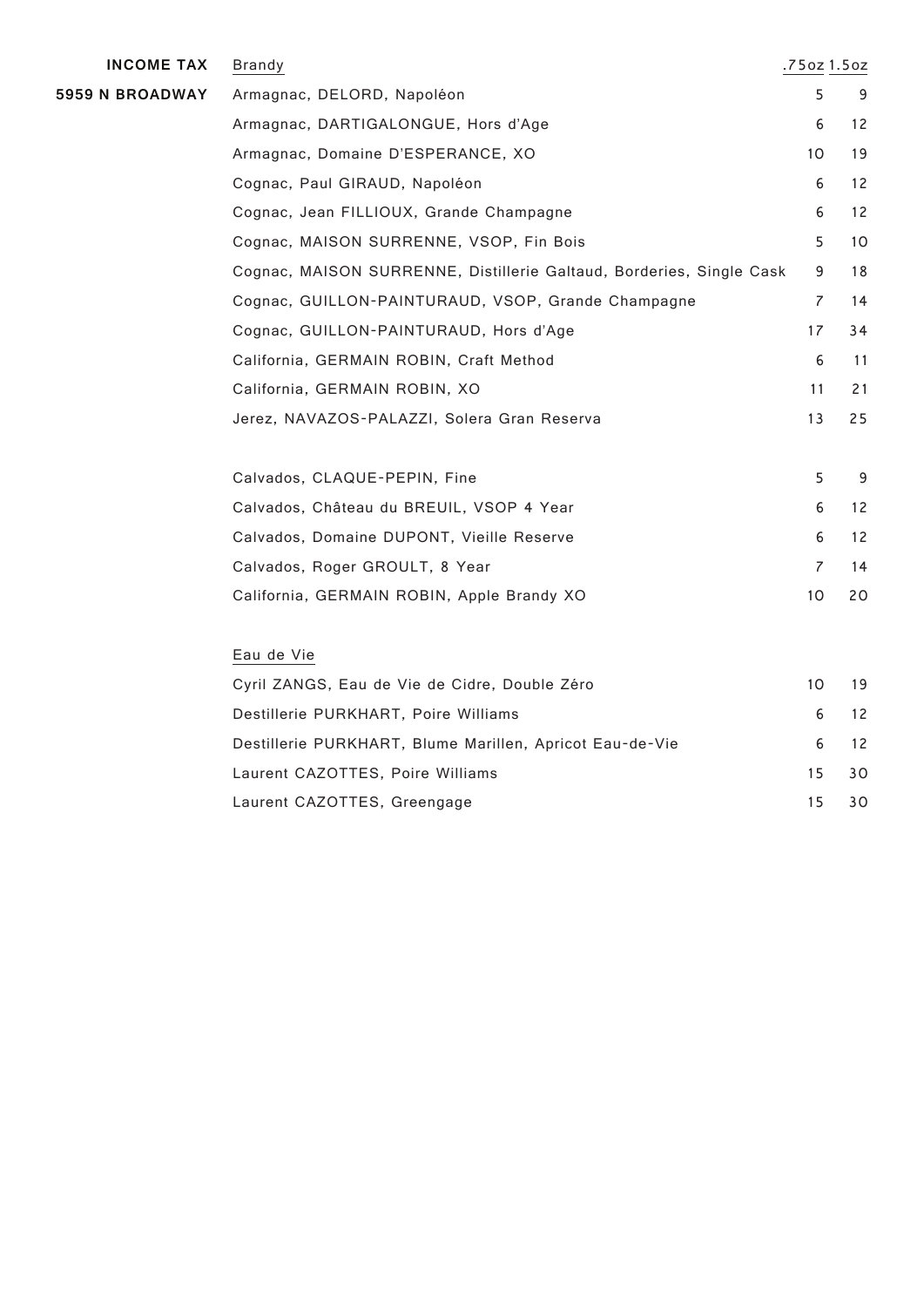**INCOME TAX**

**5959 N BROADWAY**

| Brandy | .75oz | 1.5oz |
| --- | --- | --- |
| Armagnac, DELORD, Napoléon | 5 | 9 |
| Armagnac, DARTIGALONGUE, Hors d'Age | 6 | 12 |
| Armagnac, Domaine D'ESPERANCE, XO | 10 | 19 |
| Cognac, Paul GIRAUD, Napoléon | 6 | 12 |
| Cognac, Jean FILLIOUX, Grande Champagne | 6 | 12 |
| Cognac, MAISON SURRENNE, VSOP, Fin Bois | 5 | 10 |
| Cognac, MAISON SURRENNE, Distillerie Galtaud, Borderies, Single Cask | 9 | 18 |
| Cognac, GUILLON-PAINTURAUD, VSOP, Grande Champagne | 7 | 14 |
| Cognac, GUILLON-PAINTURAUD, Hors d'Age | 17 | 34 |
| California, GERMAIN ROBIN, Craft Method | 6 | 11 |
| California, GERMAIN ROBIN, XO | 11 | 21 |
| Jerez, NAVAZOS-PALAZZI, Solera Gran Reserva | 13 | 25 |
| | | |
| Calvados, CLAQUE-PEPIN, Fine | 5 | 9 |
| Calvados, Château du BREUIL, VSOP 4 Year | 6 | 12 |
| Calvados, Domaine DUPONT, Vieille Reserve | 6 | 12 |
| Calvados, Roger GROULT, 8 Year | 7 | 14 |
| California, GERMAIN ROBIN, Apple Brandy XO | 10 | 20 |

| Eau de Vie | | |
| --- | --- | --- |
| Cyril ZANGS, Eau de Vie de Cidre, Double Zéro | 10 | 19 |
| Destillerie PURKHART, Poire Williams | 6 | 12 |
| Destillerie PURKHART, Blume Marillen, Apricot Eau-de-Vie | 6 | 12 |
| Laurent CAZOTTES, Poire Williams | 15 | 30 |
| Laurent CAZOTTES, Greengage | 15 | 30 |